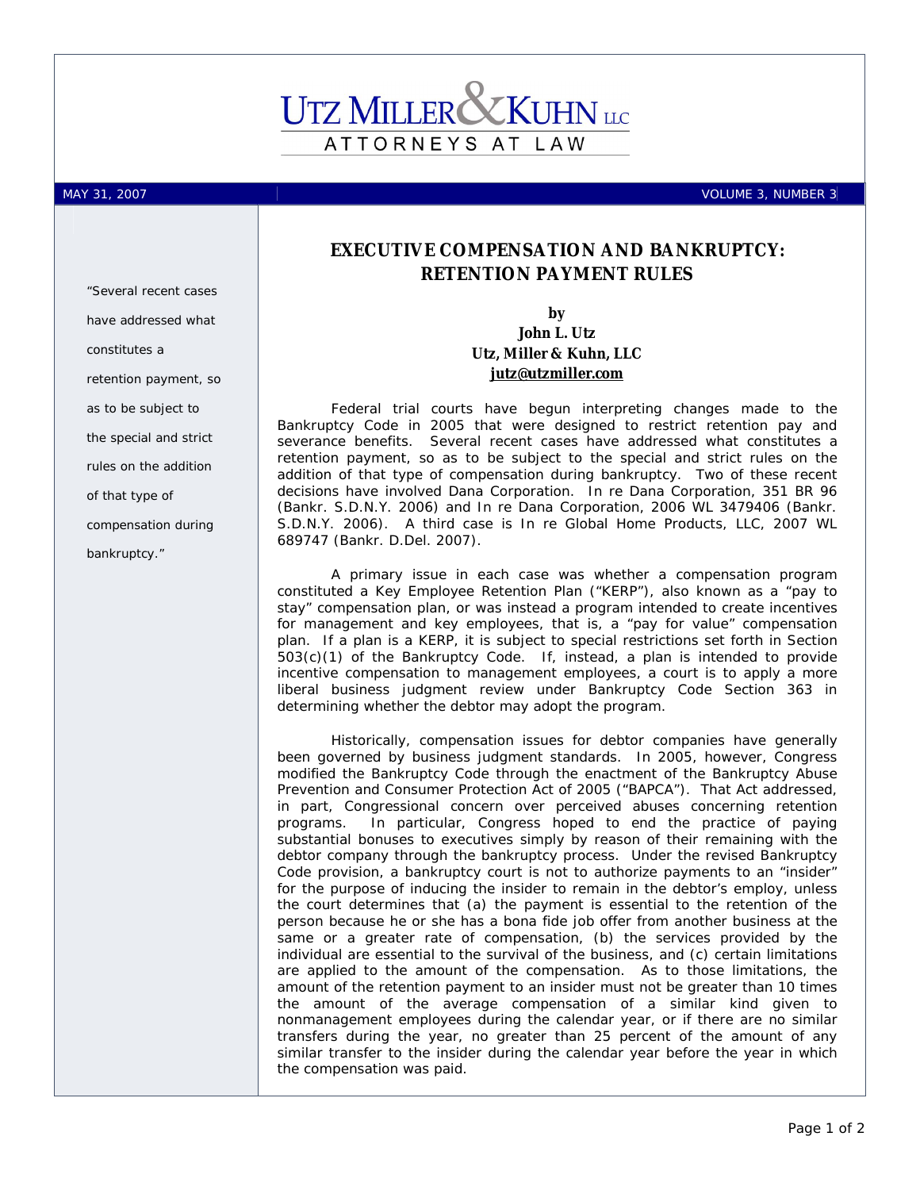UTZ MILLER & KUHN LLC

ATTORNEYS AT LAW

MAY 31, 2007 | VOLUME 3, NUMBER 3

"Several recent cases have addressed what constitutes a retention payment, so as to be subject to the special and strict rules on the addition of that type of compensation during bankruptcy."

# EXECUTIVE COMPENSATION AND BANKRUPTCY: RETENTION PAYMENT RULES

**by**
**John L. Utz**
**Utz, Miller & Kuhn, LLC**
**jutz@utzmiller.com**

Federal trial courts have begun interpreting changes made to the Bankruptcy Code in 2005 that were designed to restrict retention pay and severance benefits. Several recent cases have addressed what constitutes a retention payment, so as to be subject to the special and strict rules on the addition of that type of compensation during bankruptcy. Two of these recent decisions have involved Dana Corporation. *In re Dana Corporation*, 351 BR 96 (Bankr. S.D.N.Y. 2006) and *In re Dana Corporation*, 2006 WL 3479406 (Bankr. S.D.N.Y. 2006). A third case is *In re Global Home Products, LLC*, 2007 WL 689747 (Bankr. D.Del. 2007).

A primary issue in each case was whether a compensation program constituted a Key Employee Retention Plan ("KERP"), also known as a "pay to stay" compensation plan, or was instead a program intended to create incentives for management and key employees, that is, a "pay for value" compensation plan. If a plan is a KERP, it is subject to special restrictions set forth in Section 503(c)(1) of the Bankruptcy Code. If, instead, a plan is intended to provide incentive compensation to management employees, a court is to apply a more liberal business judgment review under Bankruptcy Code Section 363 in determining whether the debtor may adopt the program.

Historically, compensation issues for debtor companies have generally been governed by business judgment standards. In 2005, however, Congress modified the Bankruptcy Code through the enactment of the Bankruptcy Abuse Prevention and Consumer Protection Act of 2005 ("BAPCA"). That Act addressed, in part, Congressional concern over perceived abuses concerning retention programs. In particular, Congress hoped to end the practice of paying substantial bonuses to executives simply by reason of their remaining with the debtor company through the bankruptcy process. Under the revised Bankruptcy Code provision, a bankruptcy court is not to authorize payments to an "insider" for the purpose of inducing the insider to remain in the debtor's employ, unless the court determines that (a) the payment is essential to the retention of the person because he or she has a bona fide job offer from another business at the same or a greater rate of compensation, (b) the services provided by the individual are essential to the survival of the business, and (c) certain limitations are applied to the amount of the compensation. As to those limitations, the amount of the retention payment to an insider must not be greater than 10 times the amount of the average compensation of a similar kind given to nonmanagement employees during the calendar year, or if there are no similar transfers during the year, no greater than 25 percent of the amount of any similar transfer to the insider during the calendar year before the year in which the compensation was paid.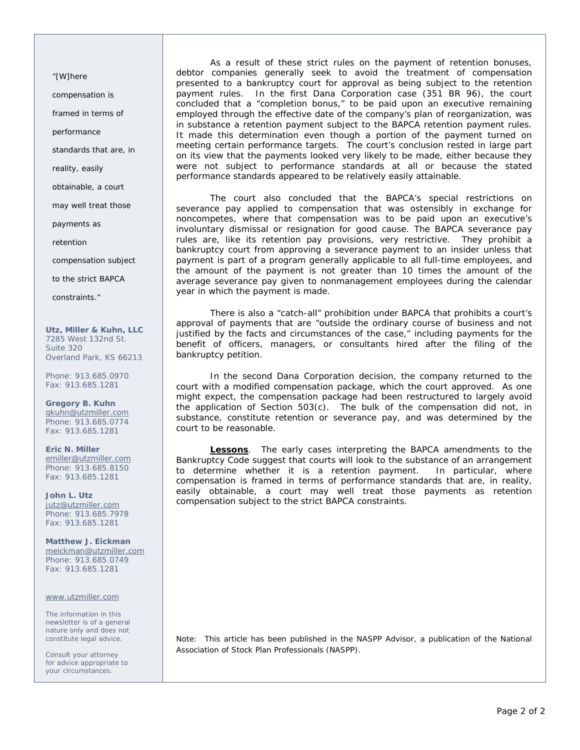As a result of these strict rules on the payment of retention bonuses, debtor companies generally seek to avoid the treatment of compensation presented to a bankruptcy court for approval as being subject to the retention payment rules. In the first Dana Corporation case (351 BR 96), the court concluded that a "completion bonus," to be paid upon an executive remaining employed through the effective date of the company's plan of reorganization, was in substance a retention payment subject to the BAPCA retention payment rules. It made this determination even though a portion of the payment turned on meeting certain performance targets. The court's conclusion rested in large part on its view that the payments looked very likely to be made, either because they were not subject to performance standards at all or because the stated performance standards appeared to be relatively easily attainable.

The court also concluded that the BAPCA's special restrictions on severance pay applied to compensation that was ostensibly in exchange for noncompetes, where that compensation was to be paid upon an executive's involuntary dismissal or resignation for good cause. The BAPCA severance pay rules are, like its retention pay provisions, very restrictive. They prohibit a bankruptcy court from approving a severance payment to an insider unless that payment is part of a program generally applicable to all full-time employees, and the amount of the payment is not greater than 10 times the amount of the average severance pay given to nonmanagement employees during the calendar year in which the payment is made.

There is also a "catch-all" prohibition under BAPCA that prohibits a court's approval of payments that are "outside the ordinary course of business and not justified by the facts and circumstances of the case," including payments for the benefit of officers, managers, or consultants hired after the filing of the bankruptcy petition.

In the second Dana Corporation decision, the company returned to the court with a modified compensation package, which the court approved. As one might expect, the compensation package had been restructured to largely avoid the application of Section 503(c). The bulk of the compensation did not, in substance, constitute retention or severance pay, and was determined by the court to be reasonable.

**Lessons**. The early cases interpreting the BAPCA amendments to the Bankruptcy Code suggest that courts will look to the substance of an arrangement to determine whether it is a retention payment. In particular, where compensation is framed in terms of performance standards that are, in reality, easily obtainable, a court may well treat those payments as retention compensation subject to the strict BAPCA constraints.

Note: This article has been published in the NASPP Advisor, a publication of the National Association of Stock Plan Professionals (NASPP).

---

"[W]here compensation is framed in terms of performance standards that are, in reality, easily obtainable, a court may well treat those payments as retention compensation subject to the strict BAPCA constraints."

**Utz, Miller & Kuhn, LLC**
7285 West 132nd St.
Suite 320
Overland Park, KS 66213

Phone: 913.685.0970
Fax: 913.685.1281

**Gregory B. Kuhn**
gkuhn@utzmiller.com
Phone: 913.685.0774
Fax: 913.685.1281

**Eric N. Miller**
emiller@utzmiller.com
Phone: 913.685.8150
Fax: 913.685.1281

**John L. Utz**
jutz@utzmiller.com
Phone: 913.685.7978
Fax: 913.685.1281

**Matthew J. Eickman**
meickman@utzmiller.com
Phone: 913.685.0749
Fax: 913.685.1281

www.utzmiller.com

The information in this newsletter is of a general nature only and does not constitute legal advice.

Consult your attorney for advice appropriate to your circumstances.